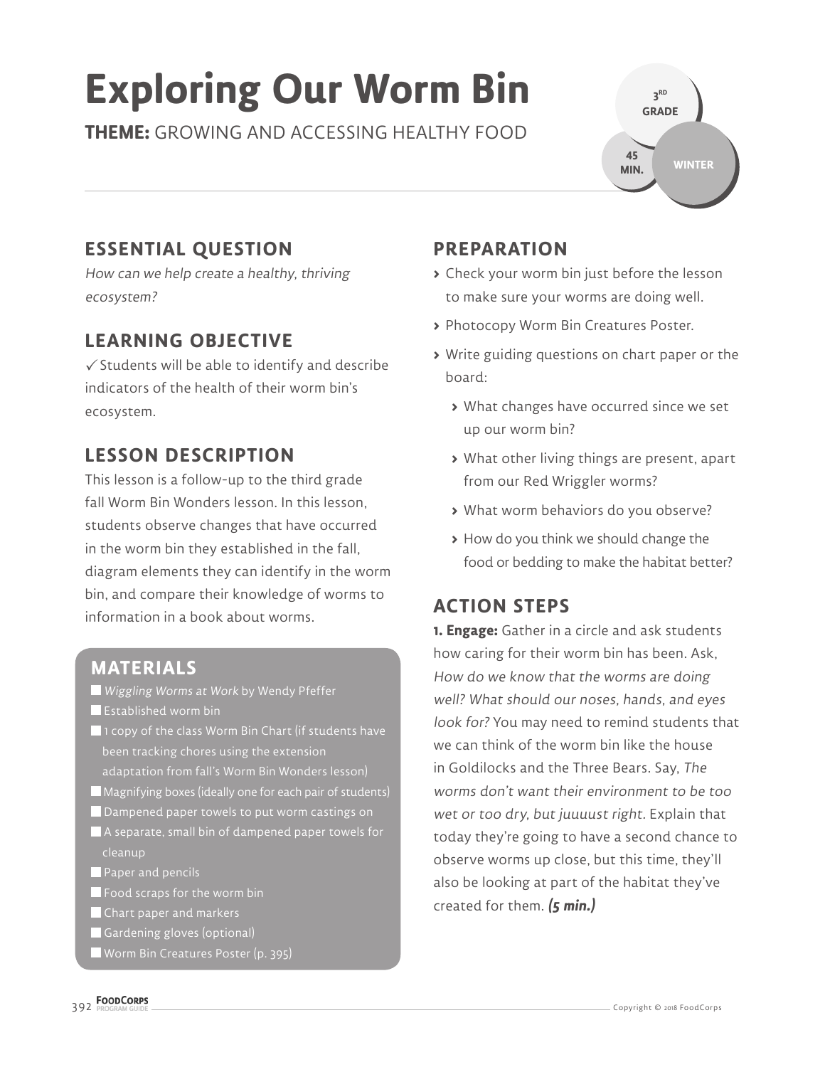# Exploring Our Worm Bin

**THEME:** GROWING AND ACCESSING HEALTHY FOOD

3RD GRADE

45 MIN.

WINTER

## ESSENTIAL QUESTION

*How can we help create a healthy, thriving ecosystem?*

## LEARNING OBJECTIVE

✓ Students will be able to identify and describe indicators of the health of their worm bin's ecosystem.

## LESSON DESCRIPTION

This lesson is a follow-up to the third grade fall Worm Bin Wonders lesson. In this lesson, students observe changes that have occurred in the worm bin they established in the fall, diagram elements they can identify in the worm bin, and compare their knowledge of worms to information in a book about worms.

## MATERIALS

- *Wiggling Worms at Work* by Wendy Pfeffer
- Established worm bin
- 1 copy of the class Worm Bin Chart (if students have been tracking chores using the extension adaptation from fall's Worm Bin Wonders lesson)
- Magnifying boxes (ideally one for each pair of students)
- Dampened paper towels to put worm castings on
- A separate, small bin of dampened paper towels for cleanup
- Paper and pencils
- Food scraps for the worm bin
- Chart paper and markers
- Gardening gloves (optional)
- Worm Bin Creatures Poster (p. 395)

## PREPARATION

- Check your worm bin just before the lesson to make sure your worms are doing well.
- Photocopy Worm Bin Creatures Poster.
- Write guiding questions on chart paper or the board:
  - What changes have occurred since we set up our worm bin?
  - What other living things are present, apart from our Red Wriggler worms?
  - What worm behaviors do you observe?
  - How do you think we should change the food or bedding to make the habitat better?

## ACTION STEPS

**1. Engage:** Gather in a circle and ask students how caring for their worm bin has been. Ask, *How do we know that the worms are doing well? What should our noses, hands, and eyes look for?* You may need to remind students that we can think of the worm bin like the house in Goldilocks and the Three Bears. Say, *The worms don't want their environment to be too wet or too dry, but juuuust right*. Explain that today they're going to have a second chance to observe worms up close, but this time, they'll also be looking at part of the habitat they've created for them. ***(5 min.)***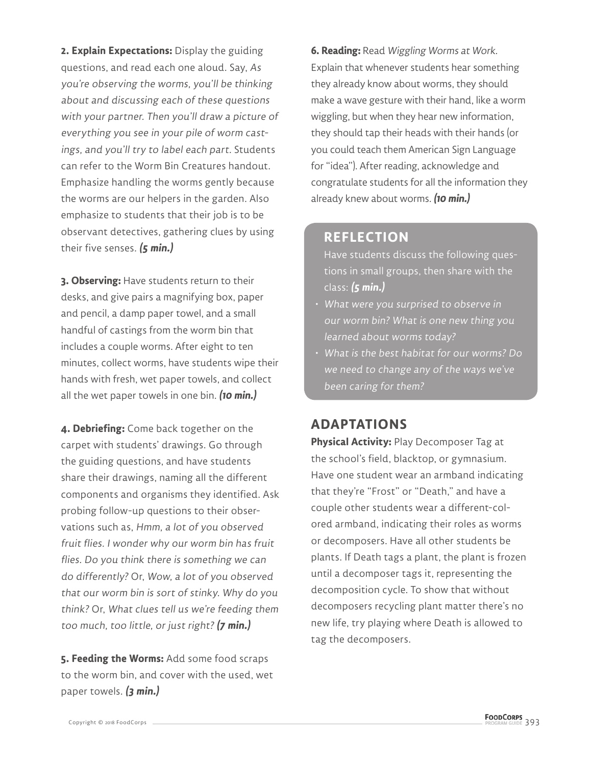**2. Explain Expectations:** Display the guiding questions, and read each one aloud. Say, *As you're observing the worms, you'll be thinking about and discussing each of these questions with your partner. Then you'll draw a picture of everything you see in your pile of worm castings, and you'll try to label each part.* Students can refer to the Worm Bin Creatures handout. Emphasize handling the worms gently because the worms are our helpers in the garden. Also emphasize to students that their job is to be observant detectives, gathering clues by using their five senses. ***(5 min.)***

**3. Observing:** Have students return to their desks, and give pairs a magnifying box, paper and pencil, a damp paper towel, and a small handful of castings from the worm bin that includes a couple worms. After eight to ten minutes, collect worms, have students wipe their hands with fresh, wet paper towels, and collect all the wet paper towels in one bin. ***(10 min.)***

**4. Debriefing:** Come back together on the carpet with students' drawings. Go through the guiding questions, and have students share their drawings, naming all the different components and organisms they identified. Ask probing follow-up questions to their observations such as, *Hmm, a lot of you observed fruit flies. I wonder why our worm bin has fruit flies. Do you think there is something we can do differently?* Or, *Wow, a lot of you observed that our worm bin is sort of stinky. Why do you think?* Or, *What clues tell us we're feeding them too much, too little, or just right?* ***(7 min.)***

**5. Feeding the Worms:** Add some food scraps to the worm bin, and cover with the used, wet paper towels. ***(3 min.)***

**6. Reading:** Read *Wiggling Worms at Work*. Explain that whenever students hear something they already know about worms, they should make a wave gesture with their hand, like a worm wiggling, but when they hear new information, they should tap their heads with their hands (or you could teach them American Sign Language for "idea"). After reading, acknowledge and congratulate students for all the information they already knew about worms. ***(10 min.)***

## REFLECTION

Have students discuss the following questions in small groups, then share with the class: ***(5 min.)***

- *What were you surprised to observe in our worm bin? What is one new thing you learned about worms today?*
- *What is the best habitat for our worms? Do we need to change any of the ways we've been caring for them?*

## ADAPTATIONS

**Physical Activity:** Play Decomposer Tag at the school's field, blacktop, or gymnasium. Have one student wear an armband indicating that they're "Frost" or "Death," and have a couple other students wear a different-colored armband, indicating their roles as worms or decomposers. Have all other students be plants. If Death tags a plant, the plant is frozen until a decomposer tags it, representing the decomposition cycle. To show that without decomposers recycling plant matter there's no new life, try playing where Death is allowed to tag the decomposers.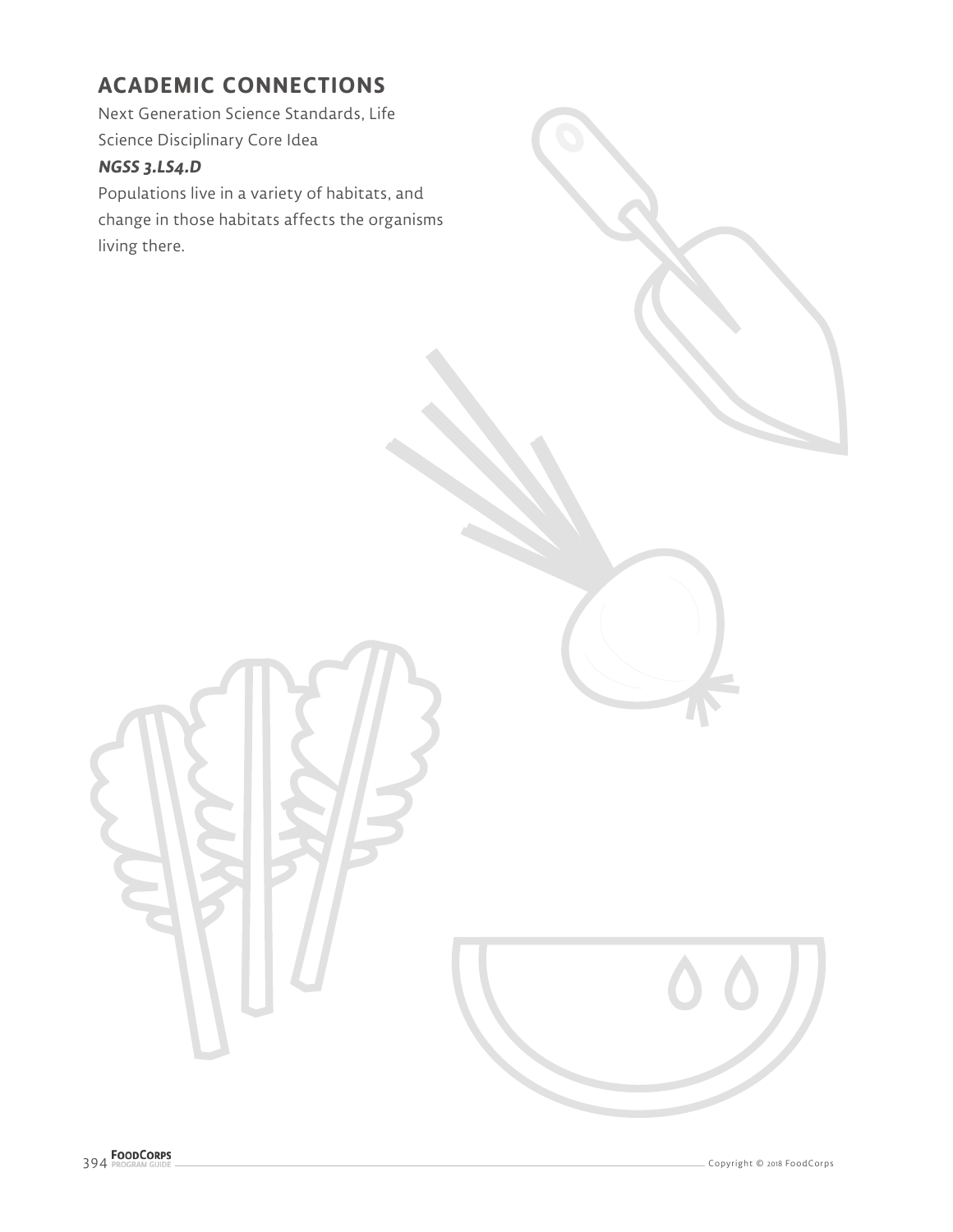## ACADEMIC CONNECTIONS

Next Generation Science Standards, Life Science Disciplinary Core Idea

***NGSS 3.LS4.D***

Populations live in a variety of habitats, and change in those habitats affects the organisms living there.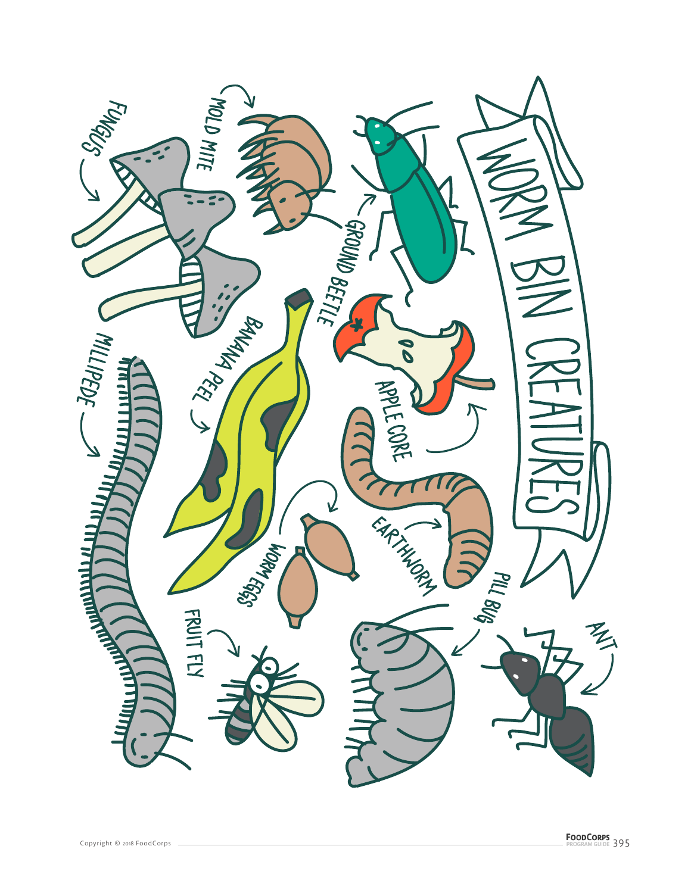# WORM BIN CREATURES

FUNGUS

MOLD MITE

GROUND BEETLE

BANANA PEEL

APPLE CORE

MILLIPEDE

EARTHWORM

WORM EGGS

PILL BUG

ANT

FRUIT FLY

Copyright © 2018 FoodCorps